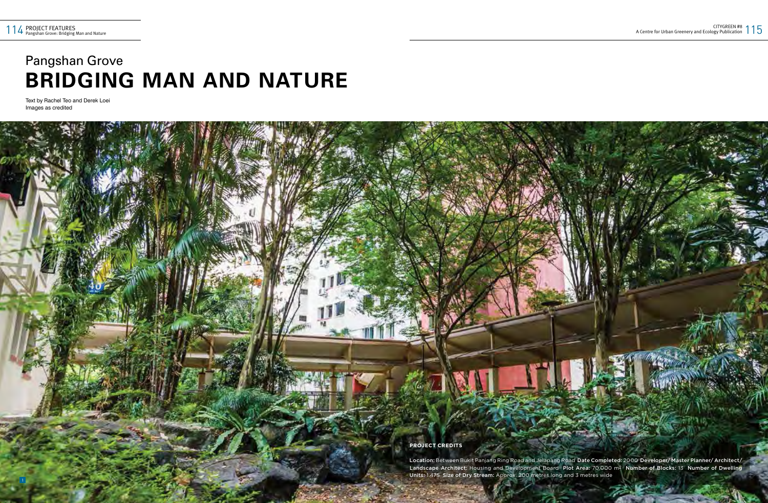# Pangshan Grove
# BRIDGING MAN AND NATURE

Text by Rachel Teo and Derek Loei
Images as credited

**PROJECT CREDITS**

**Location:** Between Bukit Panjang Ring Road and Jelapang Road **Date Completed:** 2000 **Developer/ Master Planner/ Architect/ Landscape Architect:** Housing and Development Board **Plot Area:** 70,000 m$^2$ **Number of Blocks:** 13 **Number of Dwelling Units:** 1,475 **Size of Dry Stream:** Approx. 200 metres long and 3 metres wide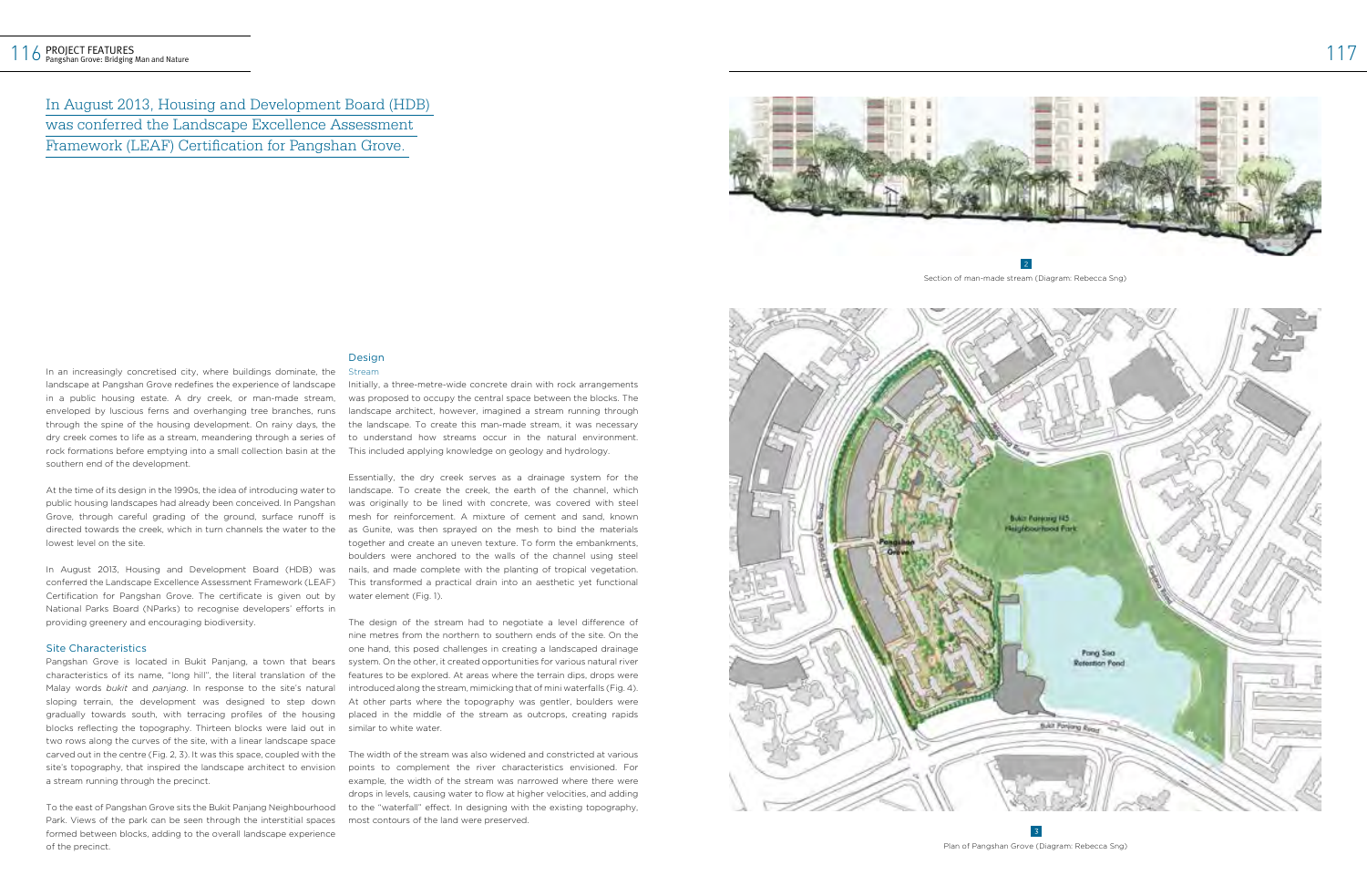In August 2013, Housing and Development Board (HDB) was conferred the Landscape Excellence Assessment Framework (LEAF) Certification for Pangshan Grove.

In an increasingly concretised city, where buildings dominate, the landscape at Pangshan Grove redefines the experience of landscape in a public housing estate. A dry creek, or man-made stream, enveloped by luscious ferns and overhanging tree branches, runs through the spine of the housing development. On rainy days, the dry creek comes to life as a stream, meandering through a series of rock formations before emptying into a small collection basin at the southern end of the development.

At the time of its design in the 1990s, the idea of introducing water to public housing landscapes had already been conceived. In Pangshan Grove, through careful grading of the ground, surface runoff is directed towards the creek, which in turn channels the water to the lowest level on the site.

In August 2013, Housing and Development Board (HDB) was conferred the Landscape Excellence Assessment Framework (LEAF) Certification for Pangshan Grove. The certificate is given out by National Parks Board (NParks) to recognise developers' efforts in providing greenery and encouraging biodiversity.

## Site Characteristics

Pangshan Grove is located in Bukit Panjang, a town that bears characteristics of its name, "long hill", the literal translation of the Malay words *bukit* and *panjang*. In response to the site's natural sloping terrain, the development was designed to step down gradually towards south, with terracing profiles of the housing blocks reflecting the topography. Thirteen blocks were laid out in two rows along the curves of the site, with a linear landscape space carved out in the centre (Fig. 2, 3). It was this space, coupled with the site's topography, that inspired the landscape architect to envision a stream running through the precinct.

To the east of Pangshan Grove sits the Bukit Panjang Neighbourhood Park. Views of the park can be seen through the interstitial spaces formed between blocks, adding to the overall landscape experience of the precinct.

## Design

### Stream

Initially, a three-metre-wide concrete drain with rock arrangements was proposed to occupy the central space between the blocks. The landscape architect, however, imagined a stream running through the landscape. To create this man-made stream, it was necessary to understand how streams occur in the natural environment. This included applying knowledge on geology and hydrology.

Essentially, the dry creek serves as a drainage system for the landscape. To create the creek, the earth of the channel, which was originally to be lined with concrete, was covered with steel mesh for reinforcement. A mixture of cement and sand, known as Gunite, was then sprayed on the mesh to bind the materials together and create an uneven texture. To form the embankments, boulders were anchored to the walls of the channel using steel nails, and made complete with the planting of tropical vegetation. This transformed a practical drain into an aesthetic yet functional water element (Fig. 1).

The design of the stream had to negotiate a level difference of nine metres from the northern to southern ends of the site. On the one hand, this posed challenges in creating a landscaped drainage system. On the other, it created opportunities for various natural river features to be explored. At areas where the terrain dips, drops were introduced along the stream, mimicking that of mini waterfalls (Fig. 4). At other parts where the topography was gentler, boulders were placed in the middle of the stream as outcrops, creating rapids similar to white water.

The width of the stream was also widened and constricted at various points to complement the river characteristics envisioned. For example, the width of the stream was narrowed where there were drops in levels, causing water to flow at higher velocities, and adding to the "waterfall" effect. In designing with the existing topography, most contours of the land were preserved.

2 Section of man-made stream (Diagram: Rebecca Sng)

3 Plan of Pangshan Grove (Diagram: Rebecca Sng)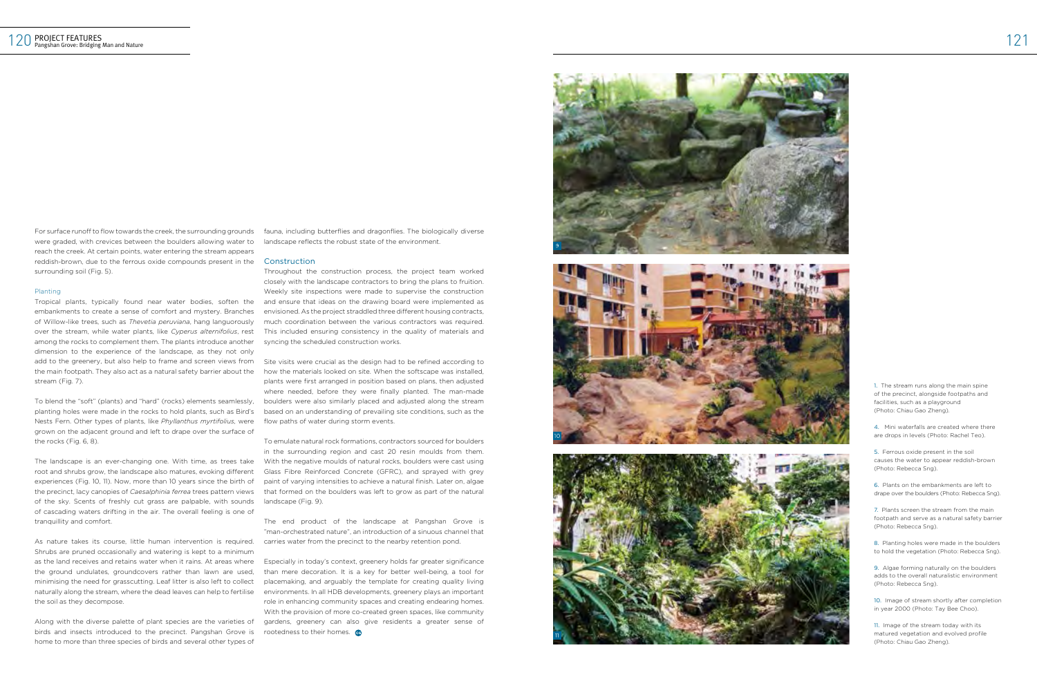For surface runoff to flow towards the creek, the surrounding grounds were graded, with crevices between the boulders allowing water to reach the creek. At certain points, water entering the stream appears reddish-brown, due to the ferrous oxide compounds present in the surrounding soil (Fig. 5).

### Planting

Tropical plants, typically found near water bodies, soften the embankments to create a sense of comfort and mystery. Branches of Willow-like trees, such as *Thevetia peruviana*, hang languorously over the stream, while water plants, like *Cyperus alternifolius*, rest among the rocks to complement them. The plants introduce another dimension to the experience of the landscape, as they not only add to the greenery, but also help to frame and screen views from the main footpath. They also act as a natural safety barrier about the stream (Fig. 7).

To blend the "soft" (plants) and "hard" (rocks) elements seamlessly, planting holes were made in the rocks to hold plants, such as Bird's Nests Fern. Other types of plants, like *Phyllanthus myrtifolius*, were grown on the adjacent ground and left to drape over the surface of the rocks (Fig. 6, 8).

The landscape is an ever-changing one. With time, as trees take root and shrubs grow, the landscape also matures, evoking different experiences (Fig. 10, 11). Now, more than 10 years since the birth of the precinct, lacy canopies of *Caesalphinia ferrea* trees pattern views of the sky. Scents of freshly cut grass are palpable, with sounds of cascading waters drifting in the air. The overall feeling is one of tranquillity and comfort.

As nature takes its course, little human intervention is required. Shrubs are pruned occasionally and watering is kept to a minimum as the land receives and retains water when it rains. At areas where the ground undulates, groundcovers rather than lawn are used, minimising the need for grasscutting. Leaf litter is also left to collect naturally along the stream, where the dead leaves can help to fertilise the soil as they decompose.

Along with the diverse palette of plant species are the varieties of birds and insects introduced to the precinct. Pangshan Grove is home to more than three species of birds and several other types of fauna, including butterflies and dragonflies. The biologically diverse landscape reflects the robust state of the environment.

## Construction

Throughout the construction process, the project team worked closely with the landscape contractors to bring the plans to fruition. Weekly site inspections were made to supervise the construction and ensure that ideas on the drawing board were implemented as envisioned. As the project straddled three different housing contracts, much coordination between the various contractors was required. This included ensuring consistency in the quality of materials and syncing the scheduled construction works.

Site visits were crucial as the design had to be refined according to how the materials looked on site. When the softscape was installed, plants were first arranged in position based on plans, then adjusted where needed, before they were finally planted. The man-made boulders were also similarly placed and adjusted along the stream based on an understanding of prevailing site conditions, such as the flow paths of water during storm events.

To emulate natural rock formations, contractors sourced for boulders in the surrounding region and cast 20 resin moulds from them. With the negative moulds of natural rocks, boulders were cast using Glass Fibre Reinforced Concrete (GFRC), and sprayed with grey paint of varying intensities to achieve a natural finish. Later on, algae that formed on the boulders was left to grow as part of the natural landscape (Fig. 9).

The end product of the landscape at Pangshan Grove is "man-orchestrated nature", an introduction of a sinuous channel that carries water from the precinct to the nearby retention pond.

Especially in today's context, greenery holds far greater significance than mere decoration. It is a key for better well-being, a tool for placemaking, and arguably the template for creating quality living environments. In all HDB developments, greenery plays an important role in enhancing community spaces and creating endearing homes. With the provision of more co-created green spaces, like community gardens, greenery can also give residents a greater sense of rootedness to their homes.

1. The stream runs along the main spine of the precinct, alongside footpaths and facilities, such as a playground (Photo: Chiau Gao Zheng).

4. Mini waterfalls are created where there are drops in levels (Photo: Rachel Teo).

5. Ferrous oxide present in the soil causes the water to appear reddish-brown (Photo: Rebecca Sng).

6. Plants on the embankments are left to drape over the boulders (Photo: Rebecca Sng).

7. Plants screen the stream from the main footpath and serve as a natural safety barrier (Photo: Rebecca Sng).

8. Planting holes were made in the boulders to hold the vegetation (Photo: Rebecca Sng).

9. Algae forming naturally on the boulders adds to the overall naturalistic environment (Photo: Rebecca Sng).

10. Image of stream shortly after completion in year 2000 (Photo: Tay Bee Choo).

11. Image of the stream today with its matured vegetation and evolved profile (Photo: Chiau Gao Zheng).